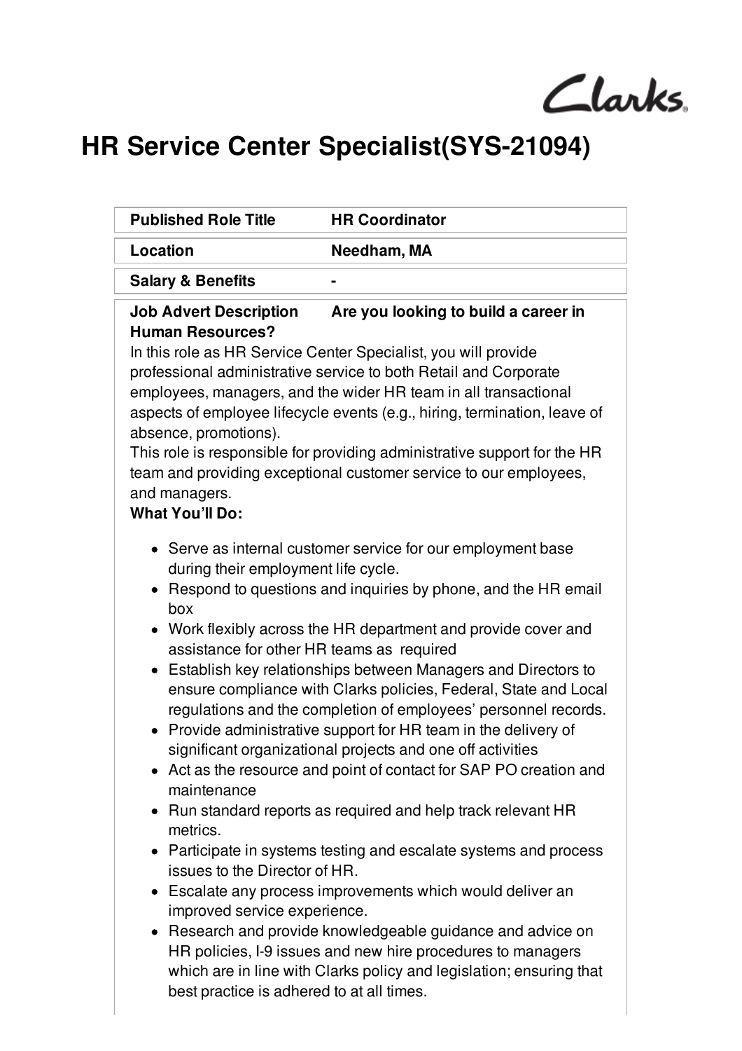Clarks

# HR Service Center Specialist(SYS-21094)

| | |
|---|---|
| **Published Role Title** | **HR Coordinator** |
| **Location** | **Needham, MA** |
| **Salary & Benefits** | **-** |

**Job Advert Description Are you looking to build a career in Human Resources?**

In this role as HR Service Center Specialist, you will provide professional administrative service to both Retail and Corporate employees, managers, and the wider HR team in all transactional aspects of employee lifecycle events (e.g., hiring, termination, leave of absence, promotions).

This role is responsible for providing administrative support for the HR team and providing exceptional customer service to our employees, and managers.

**What You'll Do:**

- Serve as internal customer service for our employment base during their employment life cycle.
- Respond to questions and inquiries by phone, and the HR email box
- Work flexibly across the HR department and provide cover and assistance for other HR teams as required
- Establish key relationships between Managers and Directors to ensure compliance with Clarks policies, Federal, State and Local regulations and the completion of employees' personnel records.
- Provide administrative support for HR team in the delivery of significant organizational projects and one off activities
- Act as the resource and point of contact for SAP PO creation and maintenance
- Run standard reports as required and help track relevant HR metrics.
- Participate in systems testing and escalate systems and process issues to the Director of HR.
- Escalate any process improvements which would deliver an improved service experience.
- Research and provide knowledgeable guidance and advice on HR policies, I-9 issues and new hire procedures to managers which are in line with Clarks policy and legislation; ensuring that best practice is adhered to at all times.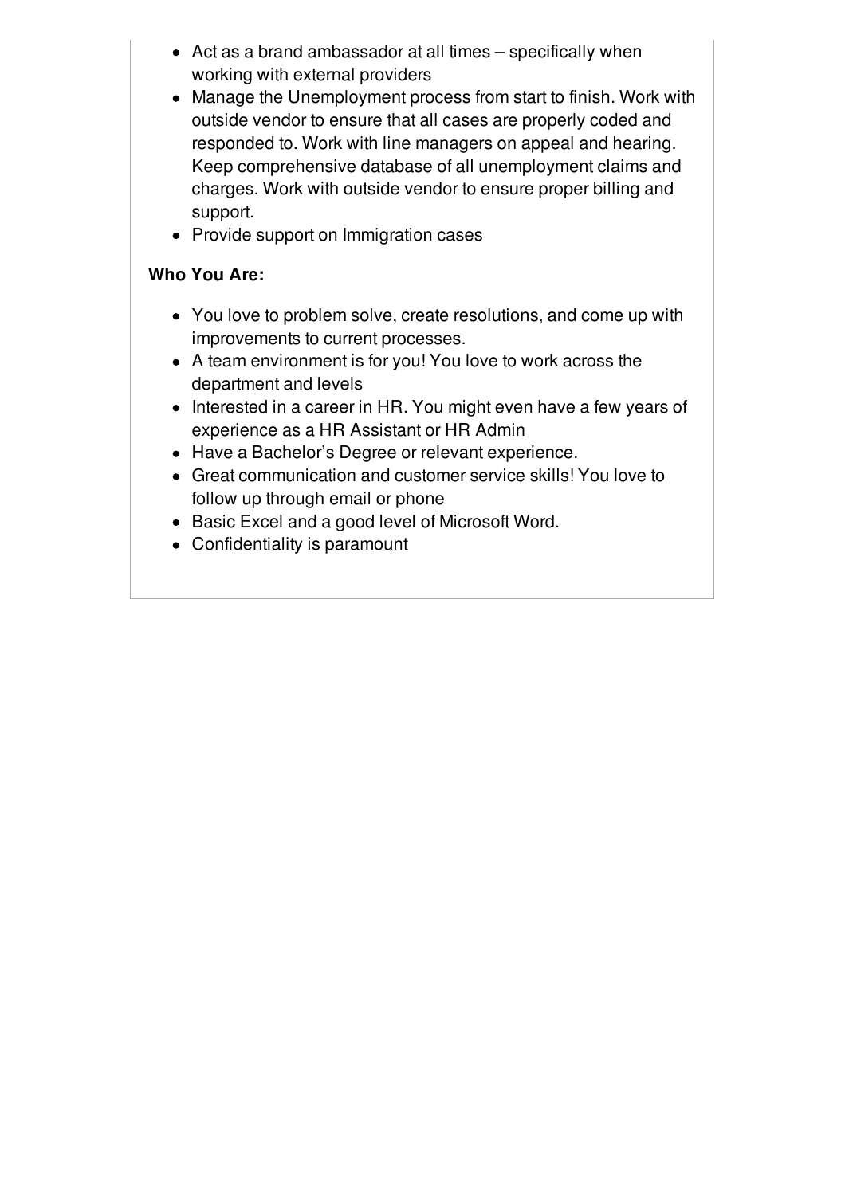- Act as a brand ambassador at all times – specifically when working with external providers
- Manage the Unemployment process from start to finish. Work with outside vendor to ensure that all cases are properly coded and responded to. Work with line managers on appeal and hearing. Keep comprehensive database of all unemployment claims and charges. Work with outside vendor to ensure proper billing and support.
- Provide support on Immigration cases

**Who You Are:**

- You love to problem solve, create resolutions, and come up with improvements to current processes.
- A team environment is for you! You love to work across the department and levels
- Interested in a career in HR. You might even have a few years of experience as a HR Assistant or HR Admin
- Have a Bachelor's Degree or relevant experience.
- Great communication and customer service skills! You love to follow up through email or phone
- Basic Excel and a good level of Microsoft Word.
- Confidentiality is paramount